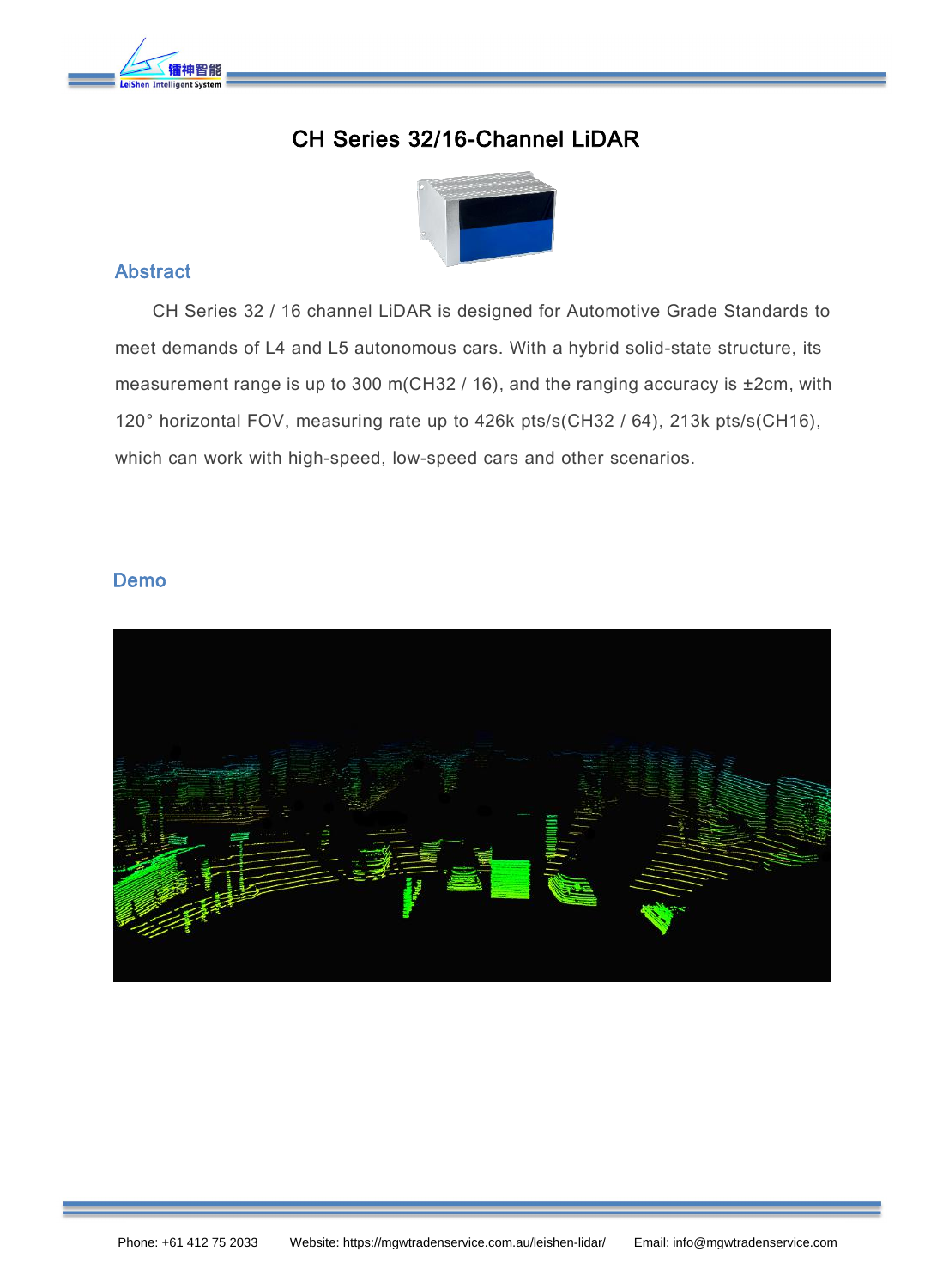# CH Series 32/16-Channel LiDAR

## Abstract

CH Series 32 / 16 channel LiDAR is designed for Automotive Grade Standards to meet demands of L4 and L5 autonomous cars. With a hybrid solid-state structure, its measurement range is up to 300 m(CH32 / 16), and the ranging accuracy is ±2cm, with 120° horizontal FOV, measuring rate up to 426k pts/s(CH32 / 64), 213k pts/s(CH16), which can work with high-speed, low-speed cars and other scenarios.

## Demo

Phone: +61 412 75 2033 Website: https://mgwtradenservice.com.au/leishen-lidar/ Email: info@mgwtradenservice.com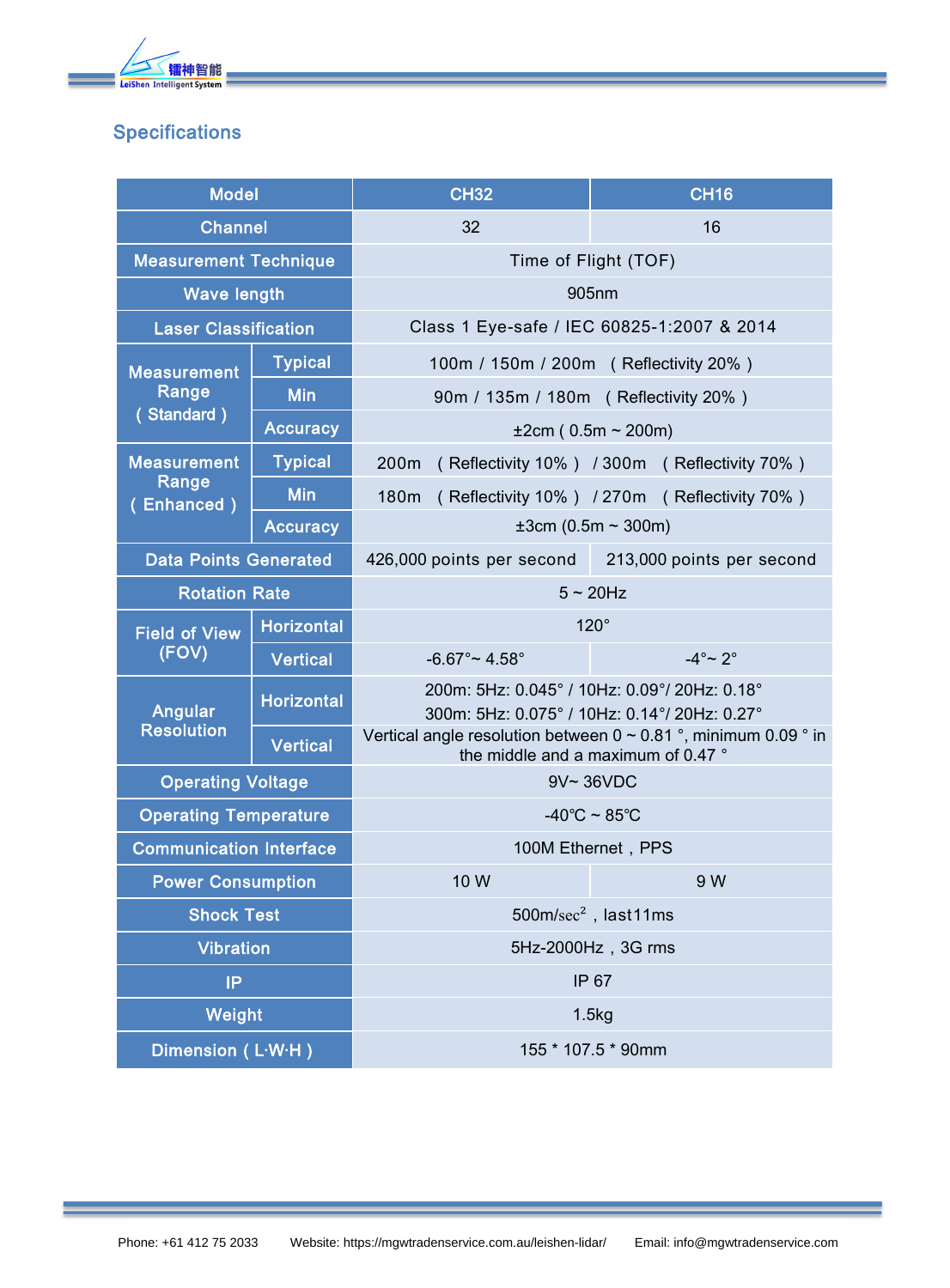## Specifications

| Model | | CH32 | CH16 |
|---|---|---|---|
| Channel | | 32 | 16 |
| Measurement Technique | | Time of Flight (TOF) | |
| Wave length | | 905nm | |
| Laser Classification | | Class 1 Eye-safe / IEC 60825-1:2007 & 2014 | |
| Measurement Range ( Standard ) | Typical | 100m / 150m / 200m ( Reflectivity 20% ) | |
| | Min | 90m / 135m / 180m ( Reflectivity 20% ) | |
| | Accuracy | ±2cm ( 0.5m ~ 200m) | |
| Measurement Range ( Enhanced ) | Typical | 200m ( Reflectivity 10% ) / 300m ( Reflectivity 70% ) | |
| | Min | 180m ( Reflectivity 10% ) / 270m ( Reflectivity 70% ) | |
| | Accuracy | ±3cm (0.5m ~ 300m) | |
| Data Points Generated | | 426,000 points per second | 213,000 points per second |
| Rotation Rate | | 5 ~ 20Hz | |
| Field of View (FOV) | Horizontal | 120° | |
| | Vertical | -6.67°~ 4.58° | -4°~ 2° |
| Angular Resolution | Horizontal | 200m: 5Hz: 0.045° / 10Hz: 0.09°/ 20Hz: 0.18°<br>300m: 5Hz: 0.075° / 10Hz: 0.14°/ 20Hz: 0.27° | |
| | Vertical | Vertical angle resolution between 0 ~ 0.81 °, minimum 0.09 ° in the middle and a maximum of 0.47 ° | |
| Operating Voltage | | 9V~ 36VDC | |
| Operating Temperature | | -40℃ ~ 85℃ | |
| Communication Interface | | 100M Ethernet，PPS | |
| Power Consumption | | 10 W | 9 W |
| Shock Test | | 500m/sec$^2$ ，last11ms | |
| Vibration | | 5Hz-2000Hz，3G rms | |
| IP | | IP 67 | |
| Weight | | 1.5kg | |
| Dimension ( L·W·H ) | | 155 * 107.5 * 90mm | |

Phone: +61 412 75 2033 Website: https://mgwtradenservice.com.au/leishen-lidar/ Email: info@mgwtradenservice.com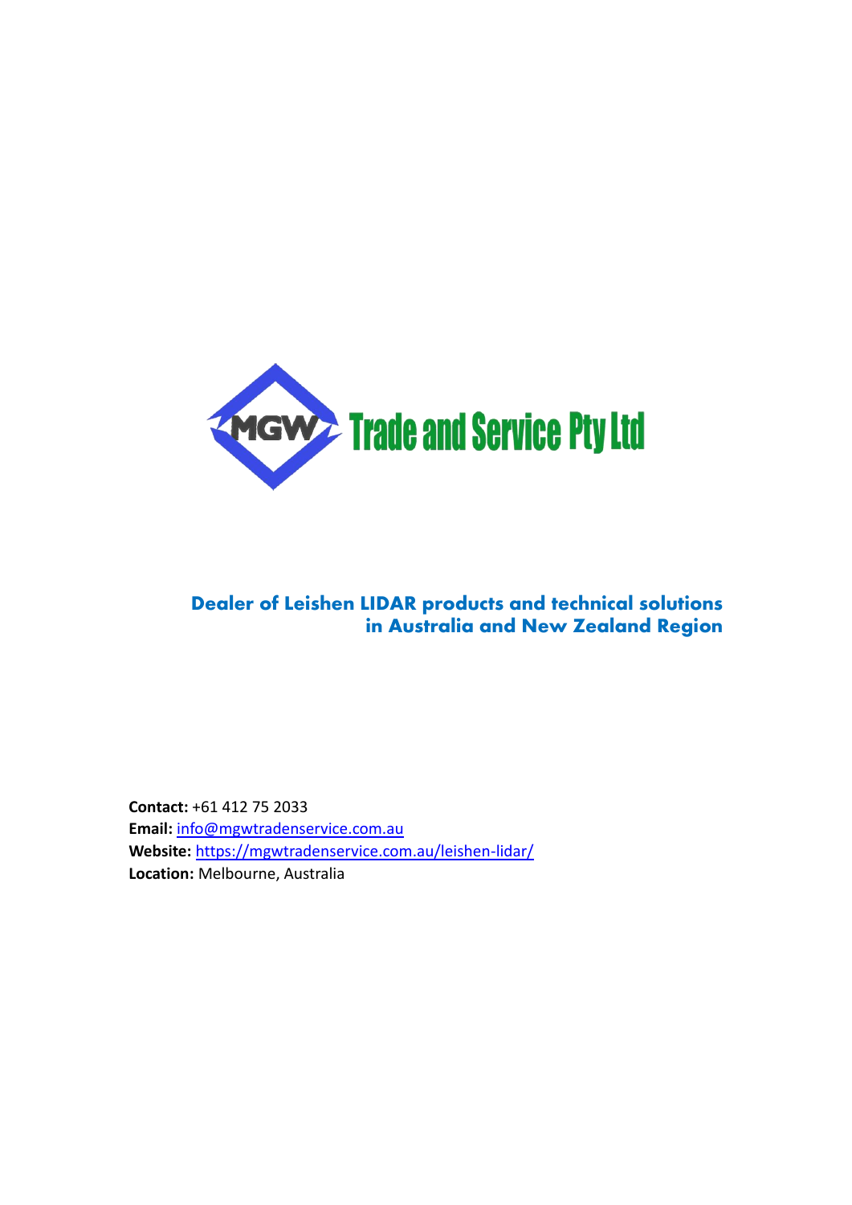MGW Trade and Service Pty Ltd

**Dealer of Leishen LIDAR products and technical solutions in Australia and New Zealand Region**

**Contact:** +61 412 75 2033
**Email:** info@mgwtradenservice.com.au
**Website:** https://mgwtradenservice.com.au/leishen-lidar/
**Location:** Melbourne, Australia